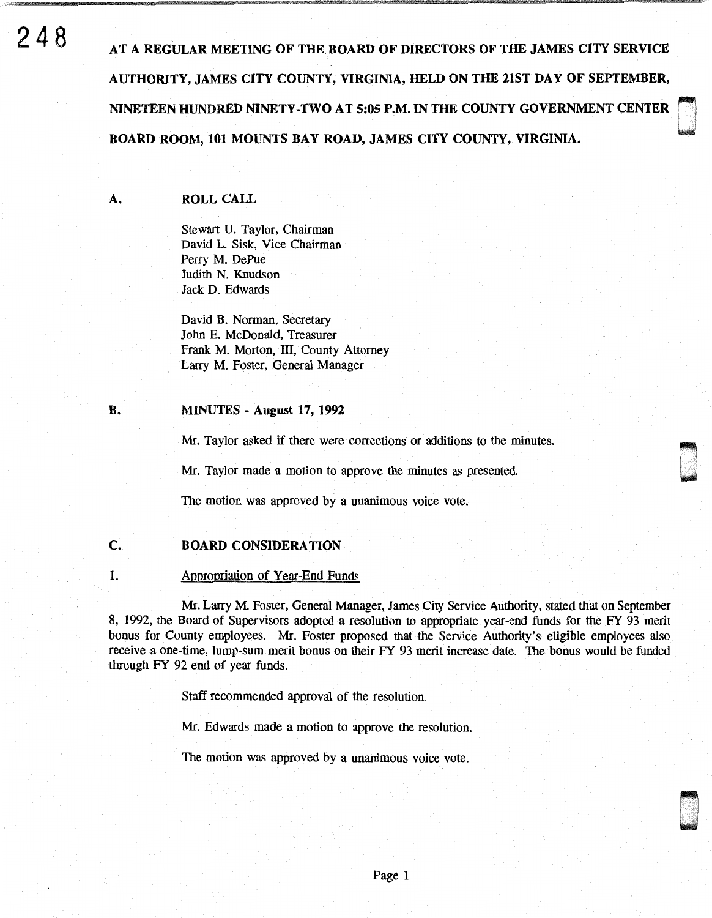**AT A REGULAR MEETING OF THE BOARD OF DIRECTORS OF THE JAMES CITY SERVICE AUTHORITY, JAMES CITY COUNTY, VIRGINIA, HELD ON THE 21ST DAY OF SEPTEMBER, NINETEEN HUNDRED NINETY-TWO AT 5:05 P.M. IN THE COUNTY GOVERNMENT CENTER BOARD ROOM, 101 MOUNTS BAY ROAD, JAMES CITY COUNTY, VIRGINIA.**

## A. ROLL CALL

Stewart U. Taylor, Chairman
David L. Sisk, Vice Chairman
Perry M. DePue
Judith N. Knudson
Jack D. Edwards

David B. Norman, Secretary
John E. McDonald, Treasurer
Frank M. Morton, III, County Attorney
Larry M. Foster, General Manager

## B. MINUTES - August 17, 1992

Mr. Taylor asked if there were corrections or additions to the minutes.

Mr. Taylor made a motion to approve the minutes as presented.

The motion was approved by a unanimous voice vote.

## C. BOARD CONSIDERATION

1. Appropriation of Year-End Funds

Mr. Larry M. Foster, General Manager, James City Service Authority, stated that on September 8, 1992, the Board of Supervisors adopted a resolution to appropriate year-end funds for the FY 93 merit bonus for County employees. Mr. Foster proposed that the Service Authority's eligible employees also receive a one-time, lump-sum merit bonus on their FY 93 merit increase date. The bonus would be funded through FY 92 end of year funds.

Staff recommended approval of the resolution.

Mr. Edwards made a motion to approve the resolution.

The motion was approved by a unanimous voice vote.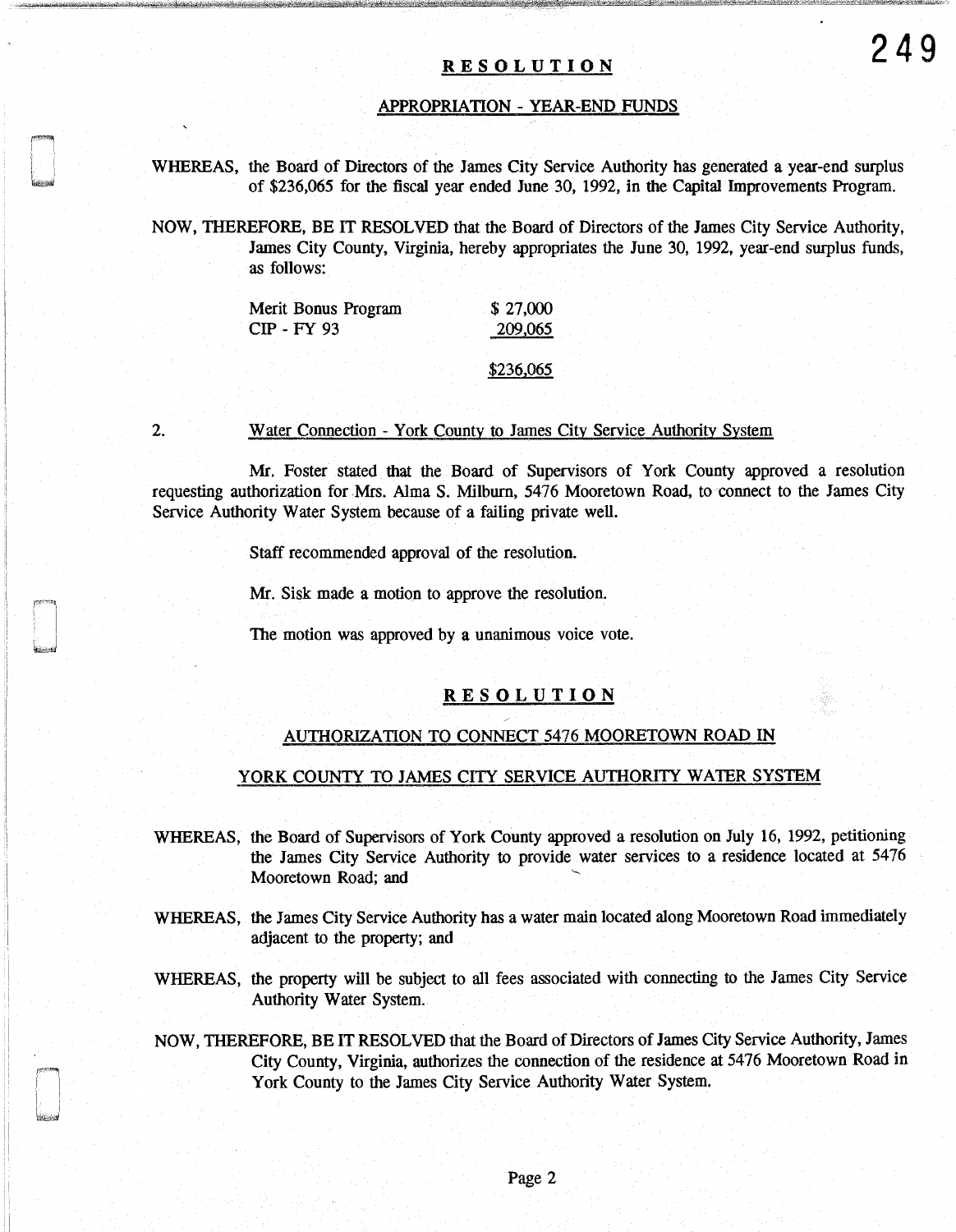## RESOLUTION

### APPROPRIATION - YEAR-END FUNDS

WHEREAS, the Board of Directors of the James City Service Authority has generated a year-end surplus of $236,065 for the fiscal year ended June 30, 1992, in the Capital Improvements Program.

NOW, THEREFORE, BE IT RESOLVED that the Board of Directors of the James City Service Authority, James City County, Virginia, hereby appropriates the June 30, 1992, year-end surplus funds, as follows:

| | |
|---|---|
| Merit Bonus Program | $ 27,000 |
| CIP - FY 93 | 209,065 |
| | $236,065 |

2. Water Connection - York County to James City Service Authority System

Mr. Foster stated that the Board of Supervisors of York County approved a resolution requesting authorization for Mrs. Alma S. Milburn, 5476 Mooretown Road, to connect to the James City Service Authority Water System because of a failing private well.

Staff recommended approval of the resolution.

Mr. Sisk made a motion to approve the resolution.

The motion was approved by a unanimous voice vote.

## RESOLUTION

### AUTHORIZATION TO CONNECT 5476 MOORETOWN ROAD IN YORK COUNTY TO JAMES CITY SERVICE AUTHORITY WATER SYSTEM

WHEREAS, the Board of Supervisors of York County approved a resolution on July 16, 1992, petitioning the James City Service Authority to provide water services to a residence located at 5476 Mooretown Road; and

WHEREAS, the James City Service Authority has a water main located along Mooretown Road immediately adjacent to the property; and

WHEREAS, the property will be subject to all fees associated with connecting to the James City Service Authority Water System.

NOW, THEREFORE, BE IT RESOLVED that the Board of Directors of James City Service Authority, James City County, Virginia, authorizes the connection of the residence at 5476 Mooretown Road in York County to the James City Service Authority Water System.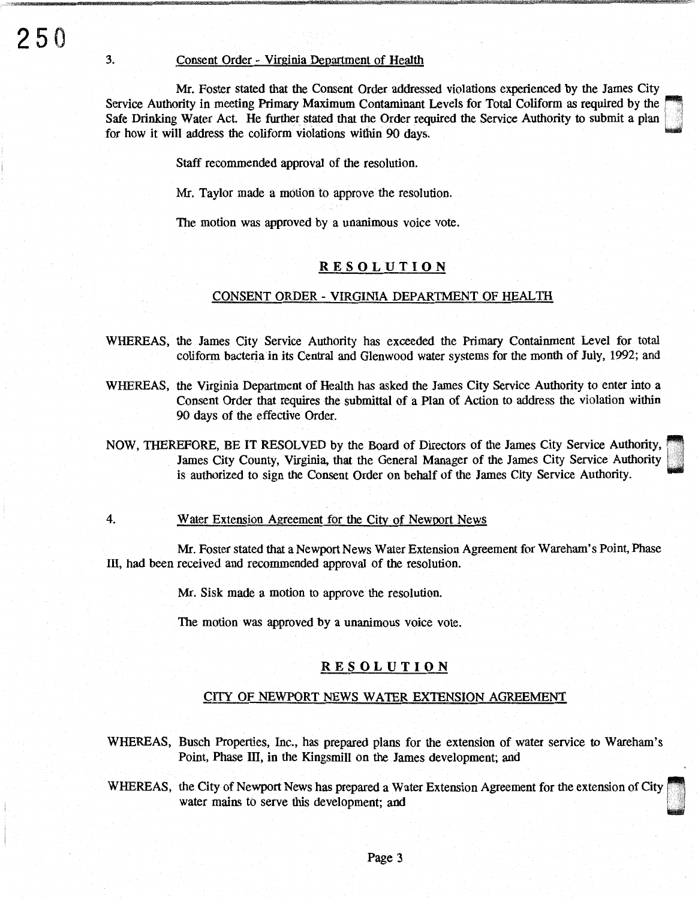3. Consent Order - Virginia Department of Health

Mr. Foster stated that the Consent Order addressed violations experienced by the James City Service Authority in meeting Primary Maximum Contaminant Levels for Total Coliform as required by the Safe Drinking Water Act. He further stated that the Order required the Service Authority to submit a plan for how it will address the coliform violations within 90 days.

Staff recommended approval of the resolution.

Mr. Taylor made a motion to approve the resolution.

The motion was approved by a unanimous voice vote.

## RESOLUTION

### CONSENT ORDER - VIRGINIA DEPARTMENT OF HEALTH

WHEREAS, the James City Service Authority has exceeded the Primary Containment Level for total coliform bacteria in its Central and Glenwood water systems for the month of July, 1992; and

WHEREAS, the Virginia Department of Health has asked the James City Service Authority to enter into a Consent Order that requires the submittal of a Plan of Action to address the violation within 90 days of the effective Order.

NOW, THEREFORE, BE IT RESOLVED by the Board of Directors of the James City Service Authority, James City County, Virginia, that the General Manager of the James City Service Authority is authorized to sign the Consent Order on behalf of the James City Service Authority.

4. Water Extension Agreement for the City of Newport News

Mr. Foster stated that a Newport News Water Extension Agreement for Wareham's Point, Phase III, had been received and recommended approval of the resolution.

Mr. Sisk made a motion to approve the resolution.

The motion was approved by a unanimous voice vote.

## RESOLUTION

### CITY OF NEWPORT NEWS WATER EXTENSION AGREEMENT

WHEREAS, Busch Properties, Inc., has prepared plans for the extension of water service to Wareham's Point, Phase III, in the Kingsmill on the James development; and

WHEREAS, the City of Newport News has prepared a Water Extension Agreement for the extension of City water mains to serve this development; and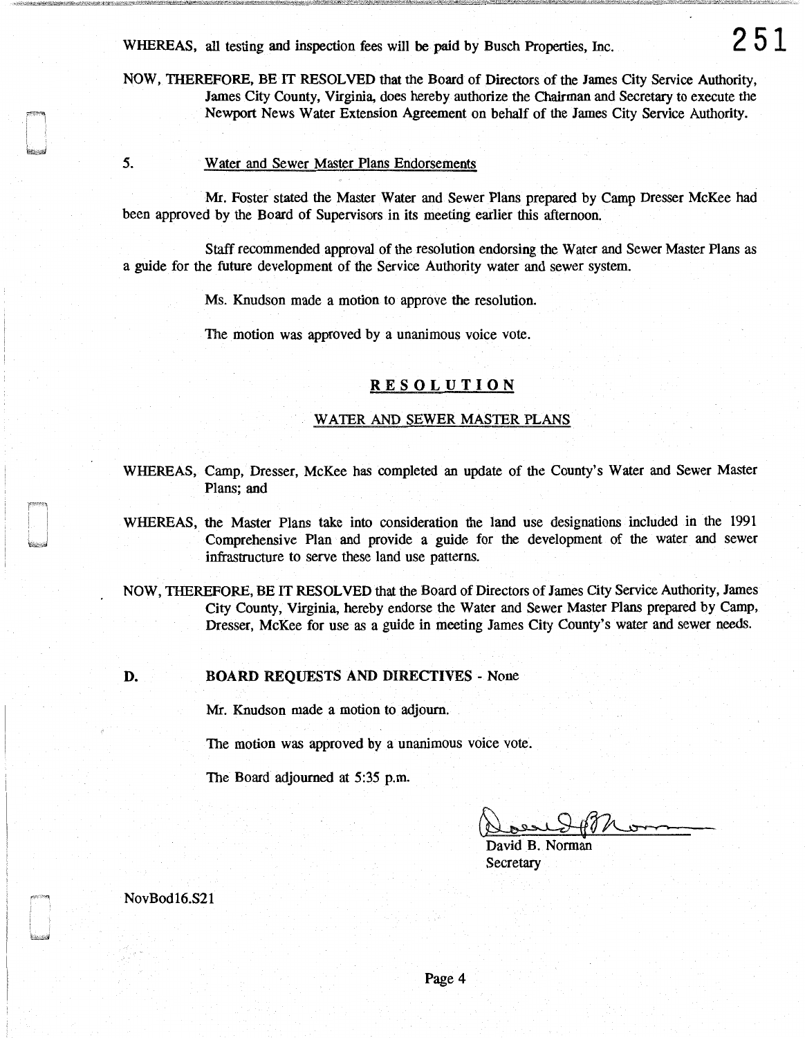WHEREAS, all testing and inspection fees will be paid by Busch Properties, Inc.

NOW, THEREFORE, BE IT RESOLVED that the Board of Directors of the James City Service Authority, James City County, Virginia, does hereby authorize the Chairman and Secretary to execute the Newport News Water Extension Agreement on behalf of the James City Service Authority.

5. Water and Sewer Master Plans Endorsements

Mr. Foster stated the Master Water and Sewer Plans prepared by Camp Dresser McKee had been approved by the Board of Supervisors in its meeting earlier this afternoon.

Staff recommended approval of the resolution endorsing the Water and Sewer Master Plans as a guide for the future development of the Service Authority water and sewer system.

Ms. Knudson made a motion to approve the resolution.

The motion was approved by a unanimous voice vote.

## RESOLUTION

### WATER AND SEWER MASTER PLANS

WHEREAS, Camp, Dresser, McKee has completed an update of the County's Water and Sewer Master Plans; and

WHEREAS, the Master Plans take into consideration the land use designations included in the 1991 Comprehensive Plan and provide a guide for the development of the water and sewer infrastructure to serve these land use patterns.

NOW, THEREFORE, BE IT RESOLVED that the Board of Directors of James City Service Authority, James City County, Virginia, hereby endorse the Water and Sewer Master Plans prepared by Camp, Dresser, McKee for use as a guide in meeting James City County's water and sewer needs.

**D. BOARD REQUESTS AND DIRECTIVES** - None

Mr. Knudson made a motion to adjourn.

The motion was approved by a unanimous voice vote.

The Board adjourned at 5:35 p.m.

David B. Norman
Secretary

NovBod16.S21